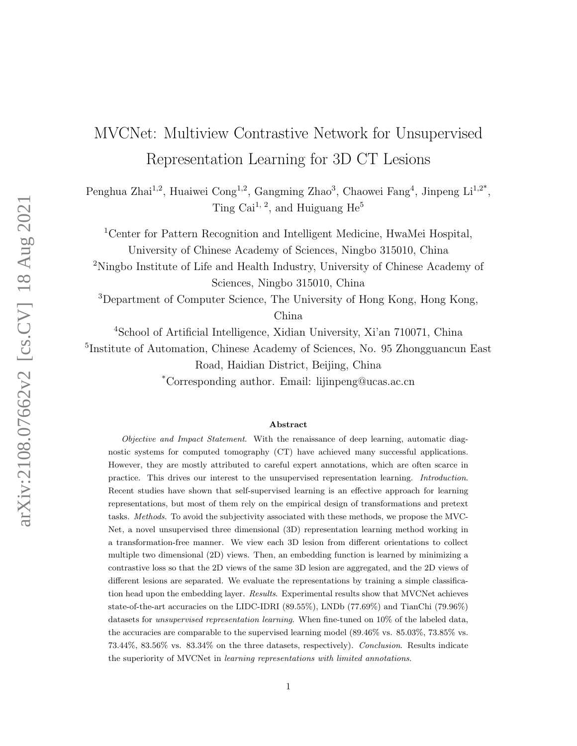# MVCNet: Multiview Contrastive Network for Unsupervised Representation Learning for 3D CT Lesions

Penghua Zhai[1,2], Huaiwei Cong[1,2], Gangming Zhao[3], Chaowei Fang[4], Jinpeng Li[1,2*], Ting Cai[1,2], and Huiguang He[5]

[1]Center for Pattern Recognition and Intelligent Medicine, HwaMei Hospital, University of Chinese Academy of Sciences, Ningbo 315010, China

[2]Ningbo Institute of Life and Health Industry, University of Chinese Academy of Sciences, Ningbo 315010, China

[3]Department of Computer Science, The University of Hong Kong, Hong Kong, China

[4]School of Artificial Intelligence, Xidian University, Xi'an 710071, China

[5]Institute of Automation, Chinese Academy of Sciences, No. 95 Zhongguancun East Road, Haidian District, Beijing, China

[*]Corresponding author. Email: lijinpeng@ucas.ac.cn

## Abstract

*Objective and Impact Statement*. With the renaissance of deep learning, automatic diagnostic systems for computed tomography (CT) have achieved many successful applications. However, they are mostly attributed to careful expert annotations, which are often scarce in practice. This drives our interest to the unsupervised representation learning. *Introduction*. Recent studies have shown that self-supervised learning is an effective approach for learning representations, but most of them rely on the empirical design of transformations and pretext tasks. *Methods*. To avoid the subjectivity associated with these methods, we propose the MVCNet, a novel unsupervised three dimensional (3D) representation learning method working in a transformation-free manner. We view each 3D lesion from different orientations to collect multiple two dimensional (2D) views. Then, an embedding function is learned by minimizing a contrastive loss so that the 2D views of the same 3D lesion are aggregated, and the 2D views of different lesions are separated. We evaluate the representations by training a simple classification head upon the embedding layer. *Results*. Experimental results show that MVCNet achieves state-of-the-art accuracies on the LIDC-IDRI (89.55%), LNDb (77.69%) and TianChi (79.96%) datasets for *unsupervised representation learning*. When fine-tuned on 10% of the labeled data, the accuracies are comparable to the supervised learning model (89.46% vs. 85.03%, 73.85% vs. 73.44%, 83.56% vs. 83.34% on the three datasets, respectively). *Conclusion*. Results indicate the superiority of MVCNet in *learning representations with limited annotations*.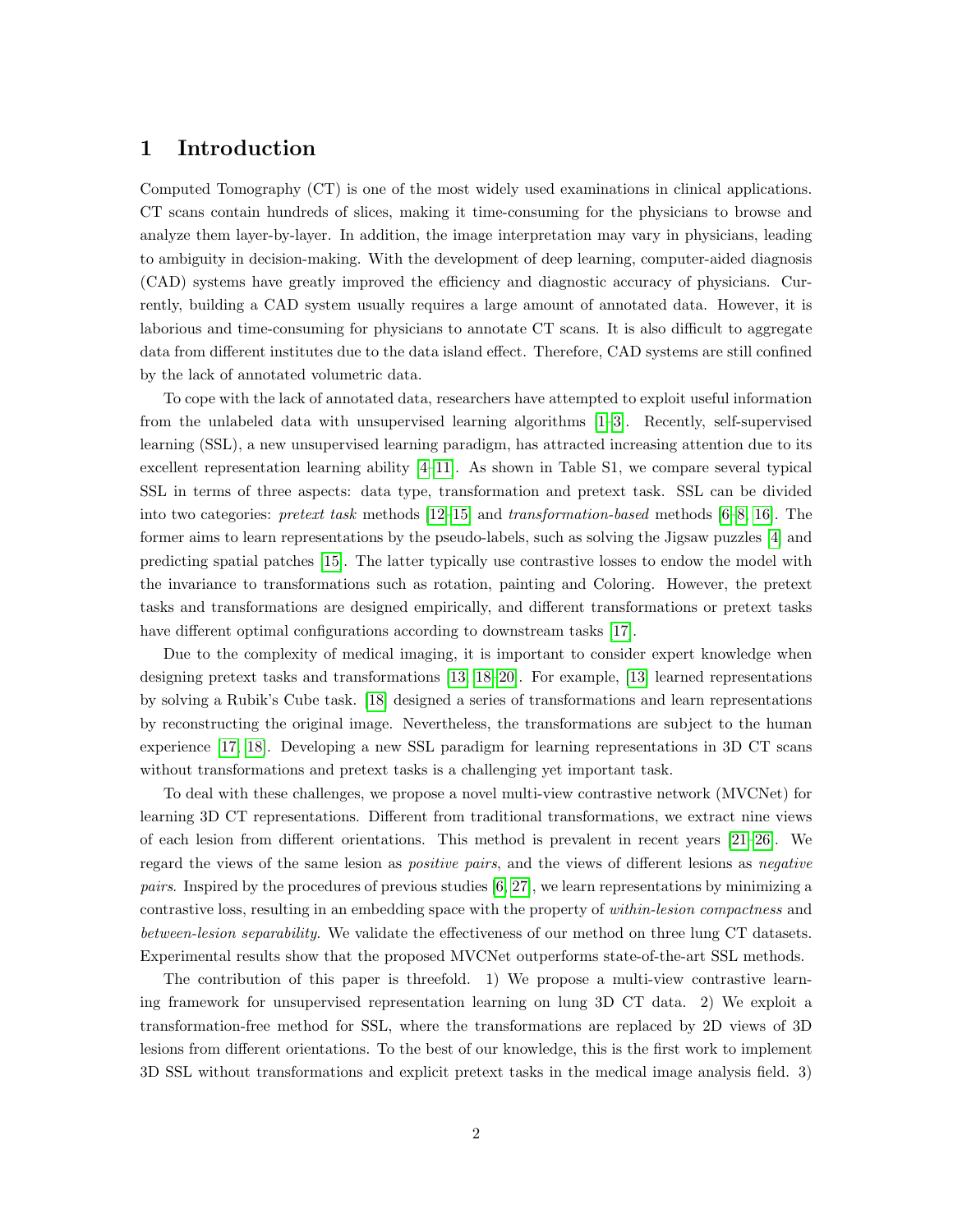# 1 Introduction

Computed Tomography (CT) is one of the most widely used examinations in clinical applications. CT scans contain hundreds of slices, making it time-consuming for the physicians to browse and analyze them layer-by-layer. In addition, the image interpretation may vary in physicians, leading to ambiguity in decision-making. With the development of deep learning, computer-aided diagnosis (CAD) systems have greatly improved the efficiency and diagnostic accuracy of physicians. Currently, building a CAD system usually requires a large amount of annotated data. However, it is laborious and time-consuming for physicians to annotate CT scans. It is also difficult to aggregate data from different institutes due to the data island effect. Therefore, CAD systems are still confined by the lack of annotated volumetric data.

To cope with the lack of annotated data, researchers have attempted to exploit useful information from the unlabeled data with unsupervised learning algorithms [1–3]. Recently, self-supervised learning (SSL), a new unsupervised learning paradigm, has attracted increasing attention due to its excellent representation learning ability [4–11]. As shown in Table S1, we compare several typical SSL in terms of three aspects: data type, transformation and pretext task. SSL can be divided into two categories: *pretext task* methods [12–15] and *transformation-based* methods [6–8, 16]. The former aims to learn representations by the pseudo-labels, such as solving the Jigsaw puzzles [4] and predicting spatial patches [15]. The latter typically use contrastive losses to endow the model with the invariance to transformations such as rotation, painting and Coloring. However, the pretext tasks and transformations are designed empirically, and different transformations or pretext tasks have different optimal configurations according to downstream tasks [17].

Due to the complexity of medical imaging, it is important to consider expert knowledge when designing pretext tasks and transformations [13, 18–20]. For example, [13] learned representations by solving a Rubik's Cube task. [18] designed a series of transformations and learn representations by reconstructing the original image. Nevertheless, the transformations are subject to the human experience [17, 18]. Developing a new SSL paradigm for learning representations in 3D CT scans without transformations and pretext tasks is a challenging yet important task.

To deal with these challenges, we propose a novel multi-view contrastive network (MVCNet) for learning 3D CT representations. Different from traditional transformations, we extract nine views of each lesion from different orientations. This method is prevalent in recent years [21–26]. We regard the views of the same lesion as *positive pairs*, and the views of different lesions as *negative pairs*. Inspired by the procedures of previous studies [6, 27], we learn representations by minimizing a contrastive loss, resulting in an embedding space with the property of *within-lesion compactness* and *between-lesion separability*. We validate the effectiveness of our method on three lung CT datasets. Experimental results show that the proposed MVCNet outperforms state-of-the-art SSL methods.

The contribution of this paper is threefold. 1) We propose a multi-view contrastive learning framework for unsupervised representation learning on lung 3D CT data. 2) We exploit a transformation-free method for SSL, where the transformations are replaced by 2D views of 3D lesions from different orientations. To the best of our knowledge, this is the first work to implement 3D SSL without transformations and explicit pretext tasks in the medical image analysis field. 3)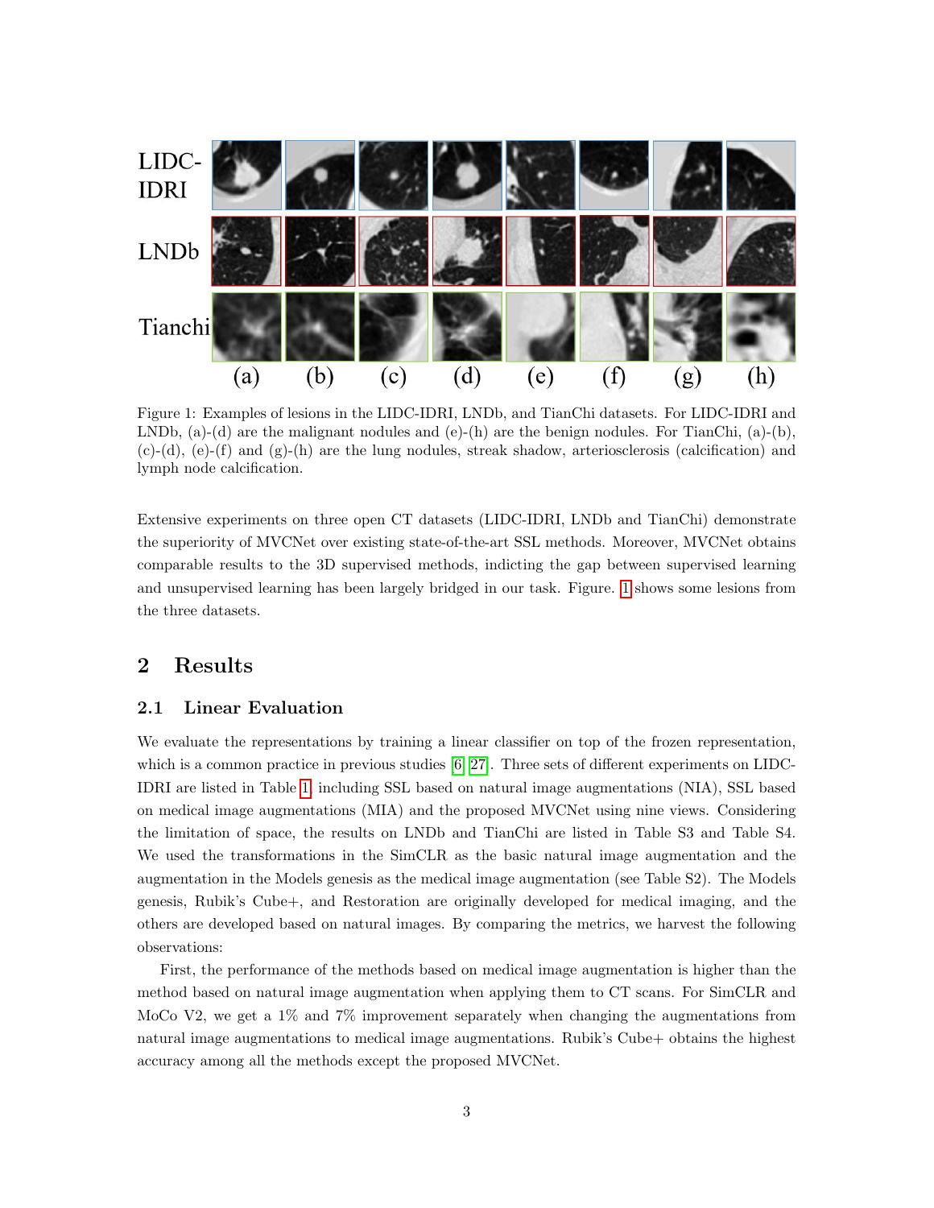Figure 1: Examples of lesions in the LIDC-IDRI, LNDb, and TianChi datasets. For LIDC-IDRI and LNDb, (a)-(d) are the malignant nodules and (e)-(h) are the benign nodules. For TianChi, (a)-(b), (c)-(d), (e)-(f) and (g)-(h) are the lung nodules, streak shadow, arteriosclerosis (calcification) and lymph node calcification.

Extensive experiments on three open CT datasets (LIDC-IDRI, LNDb and TianChi) demonstrate the superiority of MVCNet over existing state-of-the-art SSL methods. Moreover, MVCNet obtains comparable results to the 3D supervised methods, indicting the gap between supervised learning and unsupervised learning has been largely bridged in our task. Figure. 1 shows some lesions from the three datasets.

## 2 Results

### 2.1 Linear Evaluation

We evaluate the representations by training a linear classifier on top of the frozen representation, which is a common practice in previous studies [6, 27]. Three sets of different experiments on LIDC-IDRI are listed in Table 1, including SSL based on natural image augmentations (NIA), SSL based on medical image augmentations (MIA) and the proposed MVCNet using nine views. Considering the limitation of space, the results on LNDb and TianChi are listed in Table S3 and Table S4. We used the transformations in the SimCLR as the basic natural image augmentation and the augmentation in the Models genesis as the medical image augmentation (see Table S2). The Models genesis, Rubik's Cube+, and Restoration are originally developed for medical imaging, and the others are developed based on natural images. By comparing the metrics, we harvest the following observations:

First, the performance of the methods based on medical image augmentation is higher than the method based on natural image augmentation when applying them to CT scans. For SimCLR and MoCo V2, we get a 1% and 7% improvement separately when changing the augmentations from natural image augmentations to medical image augmentations. Rubik's Cube+ obtains the highest accuracy among all the methods except the proposed MVCNet.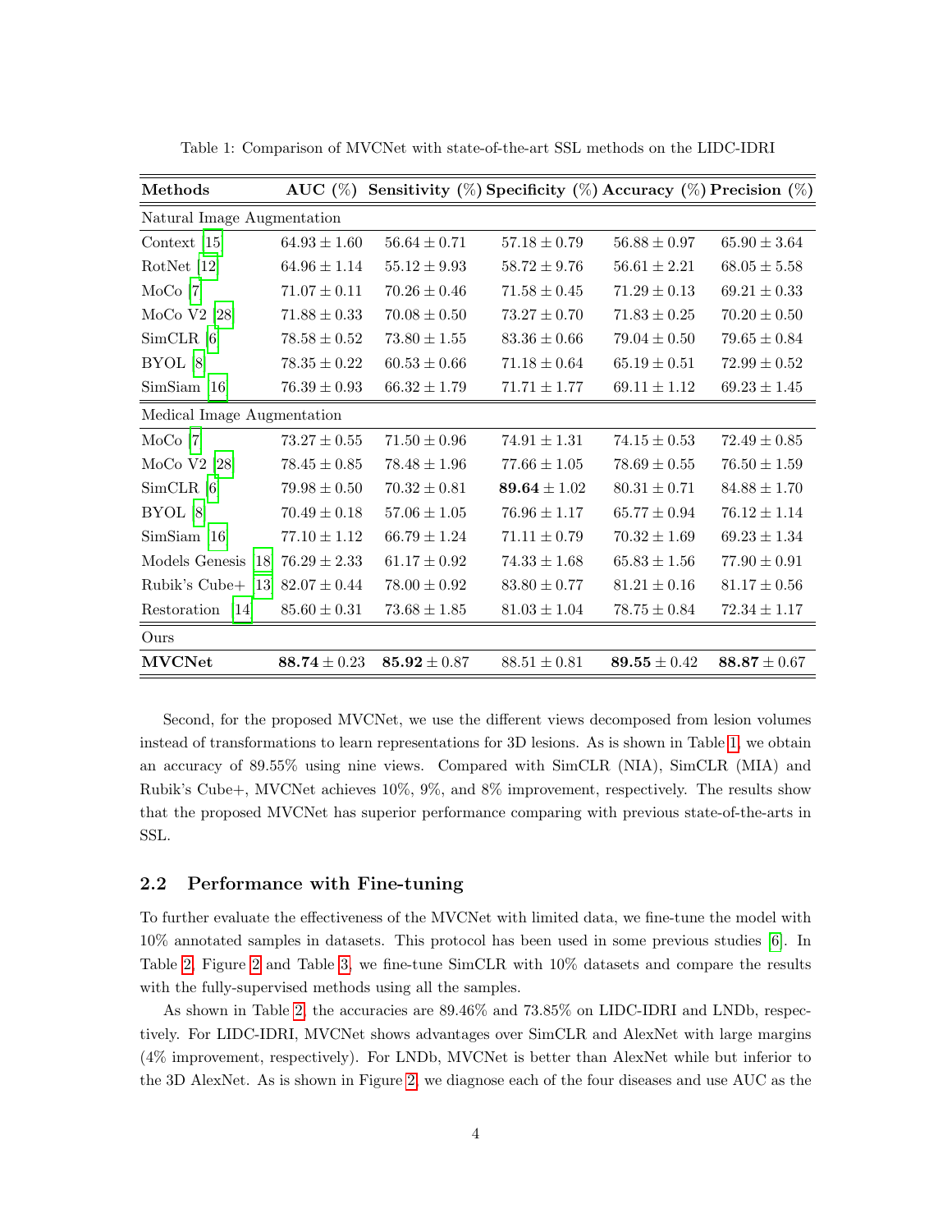Table 1: Comparison of MVCNet with state-of-the-art SSL methods on the LIDC-IDRI

| Methods | AUC (%) | Sensitivity (%) | Specificity (%) | Accuracy (%) | Precision (%) |
|---|---|---|---|---|---|
| Natural Image Augmentation | | | | | |
| Context [15] | $64.93 \pm 1.60$ | $56.64 \pm 0.71$ | $57.18 \pm 0.79$ | $56.88 \pm 0.97$ | $65.90 \pm 3.64$ |
| RotNet [12] | $64.96 \pm 1.14$ | $55.12 \pm 9.93$ | $58.72 \pm 9.76$ | $56.61 \pm 2.21$ | $68.05 \pm 5.58$ |
| MoCo [7] | $71.07 \pm 0.11$ | $70.26 \pm 0.46$ | $71.58 \pm 0.45$ | $71.29 \pm 0.13$ | $69.21 \pm 0.33$ |
| MoCo V2 [28] | $71.88 \pm 0.33$ | $70.08 \pm 0.50$ | $73.27 \pm 0.70$ | $71.83 \pm 0.25$ | $70.20 \pm 0.50$ |
| SimCLR [6] | $78.58 \pm 0.52$ | $73.80 \pm 1.55$ | $83.36 \pm 0.66$ | $79.04 \pm 0.50$ | $79.65 \pm 0.84$ |
| BYOL [8] | $78.35 \pm 0.22$ | $60.53 \pm 0.66$ | $71.18 \pm 0.64$ | $65.19 \pm 0.51$ | $72.99 \pm 0.52$ |
| SimSiam [16] | $76.39 \pm 0.93$ | $66.32 \pm 1.79$ | $71.71 \pm 1.77$ | $69.11 \pm 1.12$ | $69.23 \pm 1.45$ |
| Medical Image Augmentation | | | | | |
| MoCo [7] | $73.27 \pm 0.55$ | $71.50 \pm 0.96$ | $74.91 \pm 1.31$ | $74.15 \pm 0.53$ | $72.49 \pm 0.85$ |
| MoCo V2 [28] | $78.45 \pm 0.85$ | $78.48 \pm 1.96$ | $77.66 \pm 1.05$ | $78.69 \pm 0.55$ | $76.50 \pm 1.59$ |
| SimCLR [6] | $79.98 \pm 0.50$ | $70.32 \pm 0.81$ | $\mathbf{89.64} \pm 1.02$ | $80.31 \pm 0.71$ | $84.88 \pm 1.70$ |
| BYOL [8] | $70.49 \pm 0.18$ | $57.06 \pm 1.05$ | $76.96 \pm 1.17$ | $65.77 \pm 0.94$ | $76.12 \pm 1.14$ |
| SimSiam [16] | $77.10 \pm 1.12$ | $66.79 \pm 1.24$ | $71.11 \pm 0.79$ | $70.32 \pm 1.69$ | $69.23 \pm 1.34$ |
| Models Genesis [18] | $76.29 \pm 2.33$ | $61.17 \pm 0.92$ | $74.33 \pm 1.68$ | $65.83 \pm 1.56$ | $77.90 \pm 0.91$ |
| Rubik's Cube+ [13] | $82.07 \pm 0.44$ | $78.00 \pm 0.92$ | $83.80 \pm 0.77$ | $81.21 \pm 0.16$ | $81.17 \pm 0.56$ |
| Restoration [14] | $85.60 \pm 0.31$ | $73.68 \pm 1.85$ | $81.03 \pm 1.04$ | $78.75 \pm 0.84$ | $72.34 \pm 1.17$ |
| Ours | | | | | |
| **MVCNet** | $\mathbf{88.74} \pm 0.23$ | $\mathbf{85.92} \pm 0.87$ | $88.51 \pm 0.81$ | $\mathbf{89.55} \pm 0.42$ | $\mathbf{88.87} \pm 0.67$ |

Second, for the proposed MVCNet, we use the different views decomposed from lesion volumes instead of transformations to learn representations for 3D lesions. As is shown in Table 1, we obtain an accuracy of 89.55% using nine views. Compared with SimCLR (NIA), SimCLR (MIA) and Rubik's Cube+, MVCNet achieves 10%, 9%, and 8% improvement, respectively. The results show that the proposed MVCNet has superior performance comparing with previous state-of-the-arts in SSL.

### 2.2 Performance with Fine-tuning

To further evaluate the effectiveness of the MVCNet with limited data, we fine-tune the model with 10% annotated samples in datasets. This protocol has been used in some previous studies [6]. In Table 2, Figure 2 and Table 3, we fine-tune SimCLR with 10% datasets and compare the results with the fully-supervised methods using all the samples.

As shown in Table 2, the accuracies are 89.46% and 73.85% on LIDC-IDRI and LNDb, respectively. For LIDC-IDRI, MVCNet shows advantages over SimCLR and AlexNet with large margins (4% improvement, respectively). For LNDb, MVCNet is better than AlexNet while but inferior to the 3D AlexNet. As is shown in Figure 2, we diagnose each of the four diseases and use AUC as the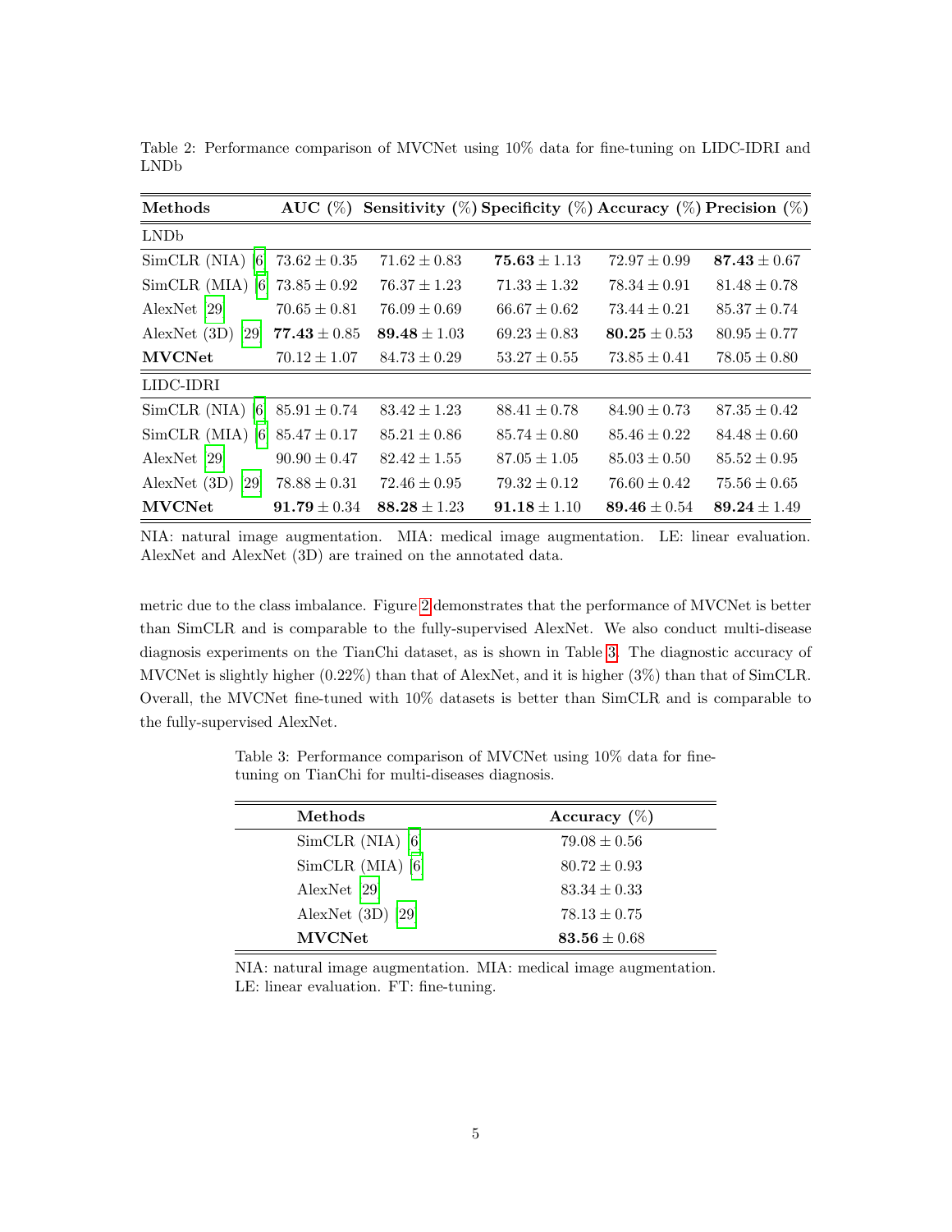Table 2: Performance comparison of MVCNet using 10% data for fine-tuning on LIDC-IDRI and LNDb

| Methods | AUC (%) | Sensitivity (%) | Specificity (%) | Accuracy (%) | Precision (%) |
|---|---|---|---|---|---|
| LNDb | | | | | |
| SimCLR (NIA) [6] | $73.62 \pm 0.35$ | $71.62 \pm 0.83$ | $\mathbf{75.63} \pm 1.13$ | $72.97 \pm 0.99$ | $\mathbf{87.43} \pm 0.67$ |
| SimCLR (MIA) [6] | $73.85 \pm 0.92$ | $76.37 \pm 1.23$ | $71.33 \pm 1.32$ | $78.34 \pm 0.91$ | $81.48 \pm 0.78$ |
| AlexNet [29] | $70.65 \pm 0.81$ | $76.09 \pm 0.69$ | $66.67 \pm 0.62$ | $73.44 \pm 0.21$ | $85.37 \pm 0.74$ |
| AlexNet (3D) [29] | $\mathbf{77.43} \pm 0.85$ | $\mathbf{89.48} \pm 1.03$ | $69.23 \pm 0.83$ | $\mathbf{80.25} \pm 0.53$ | $80.95 \pm 0.77$ |
| **MVCNet** | $70.12 \pm 1.07$ | $84.73 \pm 0.29$ | $53.27 \pm 0.55$ | $73.85 \pm 0.41$ | $78.05 \pm 0.80$ |
| LIDC-IDRI | | | | | |
| SimCLR (NIA) [6] | $85.91 \pm 0.74$ | $83.42 \pm 1.23$ | $88.41 \pm 0.78$ | $84.90 \pm 0.73$ | $87.35 \pm 0.42$ |
| SimCLR (MIA) [6] | $85.47 \pm 0.17$ | $85.21 \pm 0.86$ | $85.74 \pm 0.80$ | $85.46 \pm 0.22$ | $84.48 \pm 0.60$ |
| AlexNet [29] | $90.90 \pm 0.47$ | $82.42 \pm 1.55$ | $87.05 \pm 1.05$ | $85.03 \pm 0.50$ | $85.52 \pm 0.95$ |
| AlexNet (3D) [29] | $78.88 \pm 0.31$ | $72.46 \pm 0.95$ | $79.32 \pm 0.12$ | $76.60 \pm 0.42$ | $75.56 \pm 0.65$ |
| **MVCNet** | $\mathbf{91.79} \pm 0.34$ | $\mathbf{88.28} \pm 1.23$ | $\mathbf{91.18} \pm 1.10$ | $\mathbf{89.46} \pm 0.54$ | $\mathbf{89.24} \pm 1.49$ |

NIA: natural image augmentation. MIA: medical image augmentation. LE: linear evaluation. AlexNet and AlexNet (3D) are trained on the annotated data.

metric due to the class imbalance. Figure 2 demonstrates that the performance of MVCNet is better than SimCLR and is comparable to the fully-supervised AlexNet. We also conduct multi-disease diagnosis experiments on the TianChi dataset, as is shown in Table 3. The diagnostic accuracy of MVCNet is slightly higher (0.22%) than that of AlexNet, and it is higher (3%) than that of SimCLR. Overall, the MVCNet fine-tuned with 10% datasets is better than SimCLR and is comparable to the fully-supervised AlexNet.

Table 3: Performance comparison of MVCNet using 10% data for fine-tuning on TianChi for multi-diseases diagnosis.

| Methods | Accuracy (%) |
|---|---|
| SimCLR (NIA) [6] | $79.08 \pm 0.56$ |
| SimCLR (MIA) [6] | $80.72 \pm 0.93$ |
| AlexNet [29] | $83.34 \pm 0.33$ |
| AlexNet (3D) [29] | $78.13 \pm 0.75$ |
| **MVCNet** | $\mathbf{83.56} \pm 0.68$ |

NIA: natural image augmentation. MIA: medical image augmentation. LE: linear evaluation. FT: fine-tuning.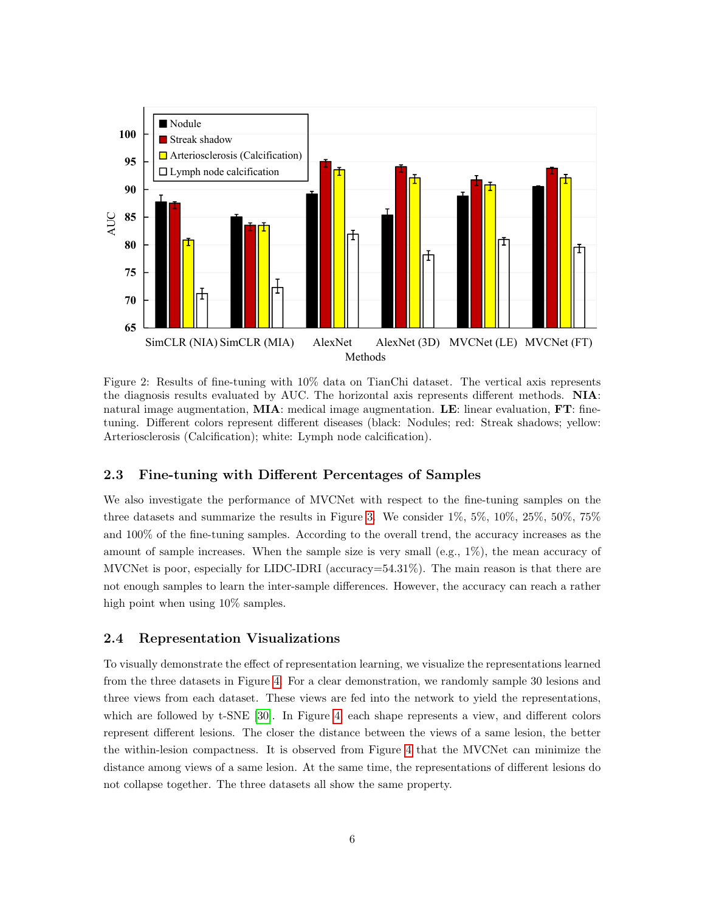Figure 2: Results of fine-tuning with 10% data on TianChi dataset. The vertical axis represents the diagnosis results evaluated by AUC. The horizontal axis represents different methods. **NIA**: natural image augmentation, **MIA**: medical image augmentation. **LE**: linear evaluation, **FT**: fine-tuning. Different colors represent different diseases (black: Nodules; red: Streak shadows; yellow: Arteriosclerosis (Calcification); white: Lymph node calcification).

### 2.3 Fine-tuning with Different Percentages of Samples

We also investigate the performance of MVCNet with respect to the fine-tuning samples on the three datasets and summarize the results in Figure 3. We consider 1%, 5%, 10%, 25%, 50%, 75% and 100% of the fine-tuning samples. According to the overall trend, the accuracy increases as the amount of sample increases. When the sample size is very small (e.g., 1%), the mean accuracy of MVCNet is poor, especially for LIDC-IDRI (accuracy=54.31%). The main reason is that there are not enough samples to learn the inter-sample differences. However, the accuracy can reach a rather high point when using 10% samples.

### 2.4 Representation Visualizations

To visually demonstrate the effect of representation learning, we visualize the representations learned from the three datasets in Figure 4. For a clear demonstration, we randomly sample 30 lesions and three views from each dataset. These views are fed into the network to yield the representations, which are followed by t-SNE [30]. In Figure 4, each shape represents a view, and different colors represent different lesions. The closer the distance between the views of a same lesion, the better the within-lesion compactness. It is observed from Figure 4 that the MVCNet can minimize the distance among views of a same lesion. At the same time, the representations of different lesions do not collapse together. The three datasets all show the same property.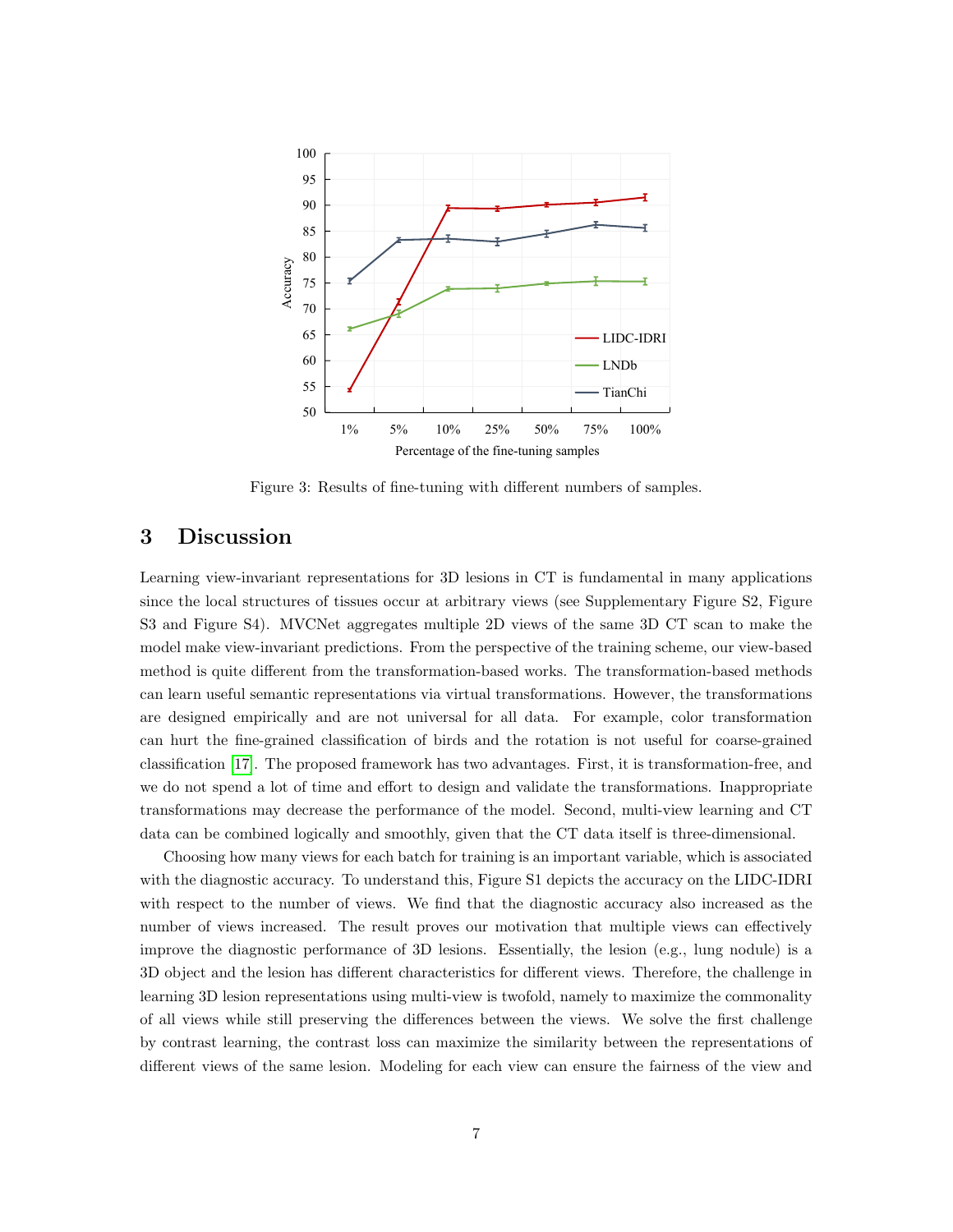Figure 3: Results of fine-tuning with different numbers of samples.

## 3 Discussion

Learning view-invariant representations for 3D lesions in CT is fundamental in many applications since the local structures of tissues occur at arbitrary views (see Supplementary Figure S2, Figure S3 and Figure S4). MVCNet aggregates multiple 2D views of the same 3D CT scan to make the model make view-invariant predictions. From the perspective of the training scheme, our view-based method is quite different from the transformation-based works. The transformation-based methods can learn useful semantic representations via virtual transformations. However, the transformations are designed empirically and are not universal for all data. For example, color transformation can hurt the fine-grained classification of birds and the rotation is not useful for coarse-grained classification [17]. The proposed framework has two advantages. First, it is transformation-free, and we do not spend a lot of time and effort to design and validate the transformations. Inappropriate transformations may decrease the performance of the model. Second, multi-view learning and CT data can be combined logically and smoothly, given that the CT data itself is three-dimensional.

Choosing how many views for each batch for training is an important variable, which is associated with the diagnostic accuracy. To understand this, Figure S1 depicts the accuracy on the LIDC-IDRI with respect to the number of views. We find that the diagnostic accuracy also increased as the number of views increased. The result proves our motivation that multiple views can effectively improve the diagnostic performance of 3D lesions. Essentially, the lesion (e.g., lung nodule) is a 3D object and the lesion has different characteristics for different views. Therefore, the challenge in learning 3D lesion representations using multi-view is twofold, namely to maximize the commonality of all views while still preserving the differences between the views. We solve the first challenge by contrast learning, the contrast loss can maximize the similarity between the representations of different views of the same lesion. Modeling for each view can ensure the fairness of the view and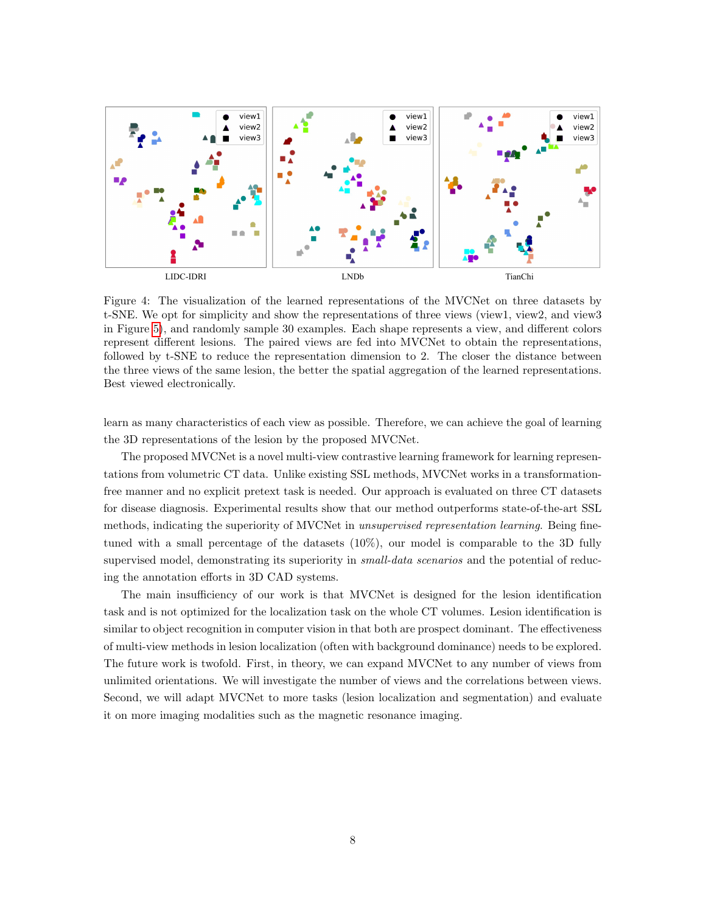LIDC-IDRI LNDb TianChi

Figure 4: The visualization of the learned representations of the MVCNet on three datasets by t-SNE. We opt for simplicity and show the representations of three views (view1, view2, and view3 in Figure 5), and randomly sample 30 examples. Each shape represents a view, and different colors represent different lesions. The paired views are fed into MVCNet to obtain the representations, followed by t-SNE to reduce the representation dimension to 2. The closer the distance between the three views of the same lesion, the better the spatial aggregation of the learned representations. Best viewed electronically.

learn as many characteristics of each view as possible. Therefore, we can achieve the goal of learning the 3D representations of the lesion by the proposed MVCNet.

The proposed MVCNet is a novel multi-view contrastive learning framework for learning representations from volumetric CT data. Unlike existing SSL methods, MVCNet works in a transformation-free manner and no explicit pretext task is needed. Our approach is evaluated on three CT datasets for disease diagnosis. Experimental results show that our method outperforms state-of-the-art SSL methods, indicating the superiority of MVCNet in *unsupervised representation learning*. Being fine-tuned with a small percentage of the datasets (10%), our model is comparable to the 3D fully supervised model, demonstrating its superiority in *small-data scenarios* and the potential of reducing the annotation efforts in 3D CAD systems.

The main insufficiency of our work is that MVCNet is designed for the lesion identification task and is not optimized for the localization task on the whole CT volumes. Lesion identification is similar to object recognition in computer vision in that both are prospect dominant. The effectiveness of multi-view methods in lesion localization (often with background dominance) needs to be explored. The future work is twofold. First, in theory, we can expand MVCNet to any number of views from unlimited orientations. We will investigate the number of views and the correlations between views. Second, we will adapt MVCNet to more tasks (lesion localization and segmentation) and evaluate it on more imaging modalities such as the magnetic resonance imaging.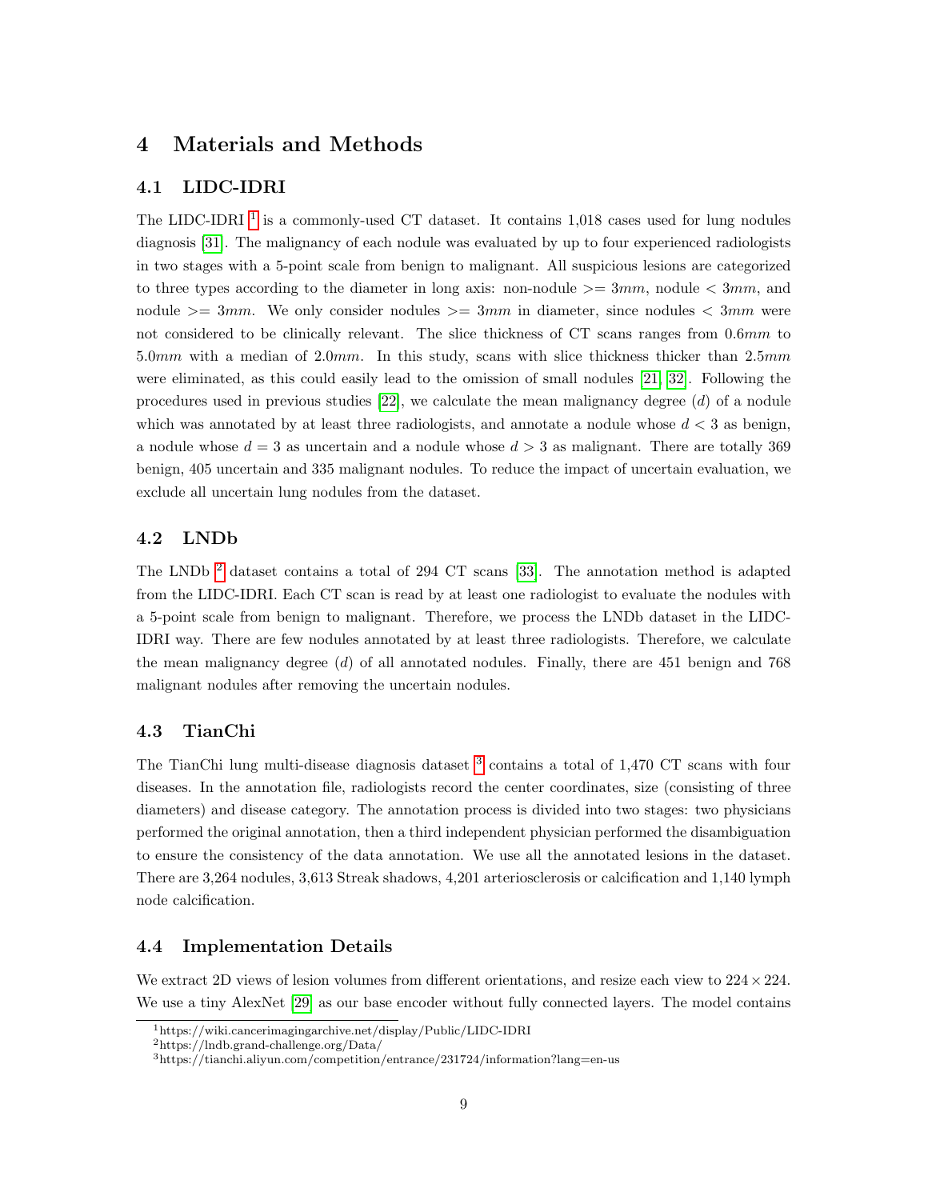# 4 Materials and Methods

## 4.1 LIDC-IDRI

The LIDC-IDRI [1] is a commonly-used CT dataset. It contains 1,018 cases used for lung nodules diagnosis [31]. The malignancy of each nodule was evaluated by up to four experienced radiologists in two stages with a 5-point scale from benign to malignant. All suspicious lesions are categorized to three types according to the diameter in long axis: non-nodule $>= 3mm$, nodule $< 3mm$, and nodule $>= 3mm$. We only consider nodules $>= 3mm$ in diameter, since nodules $< 3mm$ were not considered to be clinically relevant. The slice thickness of CT scans ranges from $0.6mm$ to $5.0mm$ with a median of $2.0mm$. In this study, scans with slice thickness thicker than $2.5mm$ were eliminated, as this could easily lead to the omission of small nodules [21, 32]. Following the procedures used in previous studies [22], we calculate the mean malignancy degree ($d$) of a nodule which was annotated by at least three radiologists, and annotate a nodule whose $d < 3$ as benign, a nodule whose $d = 3$ as uncertain and a nodule whose $d > 3$ as malignant. There are totally 369 benign, 405 uncertain and 335 malignant nodules. To reduce the impact of uncertain evaluation, we exclude all uncertain lung nodules from the dataset.

## 4.2 LNDb

The LNDb [2] dataset contains a total of 294 CT scans [33]. The annotation method is adapted from the LIDC-IDRI. Each CT scan is read by at least one radiologist to evaluate the nodules with a 5-point scale from benign to malignant. Therefore, we process the LNDb dataset in the LIDC-IDRI way. There are few nodules annotated by at least three radiologists. Therefore, we calculate the mean malignancy degree ($d$) of all annotated nodules. Finally, there are 451 benign and 768 malignant nodules after removing the uncertain nodules.

## 4.3 TianChi

The TianChi lung multi-disease diagnosis dataset [3] contains a total of 1,470 CT scans with four diseases. In the annotation file, radiologists record the center coordinates, size (consisting of three diameters) and disease category. The annotation process is divided into two stages: two physicians performed the original annotation, then a third independent physician performed the disambiguation to ensure the consistency of the data annotation. We use all the annotated lesions in the dataset. There are 3,264 nodules, 3,613 Streak shadows, 4,201 arteriosclerosis or calcification and 1,140 lymph node calcification.

## 4.4 Implementation Details

We extract 2D views of lesion volumes from different orientations, and resize each view to $224 \times 224$. We use a tiny AlexNet [29] as our base encoder without fully connected layers. The model contains

[1] https://wiki.cancerimagingarchive.net/display/Public/LIDC-IDRI
[2] https://lndb.grand-challenge.org/Data/
[3] https://tianchi.aliyun.com/competition/entrance/231724/information?lang=en-us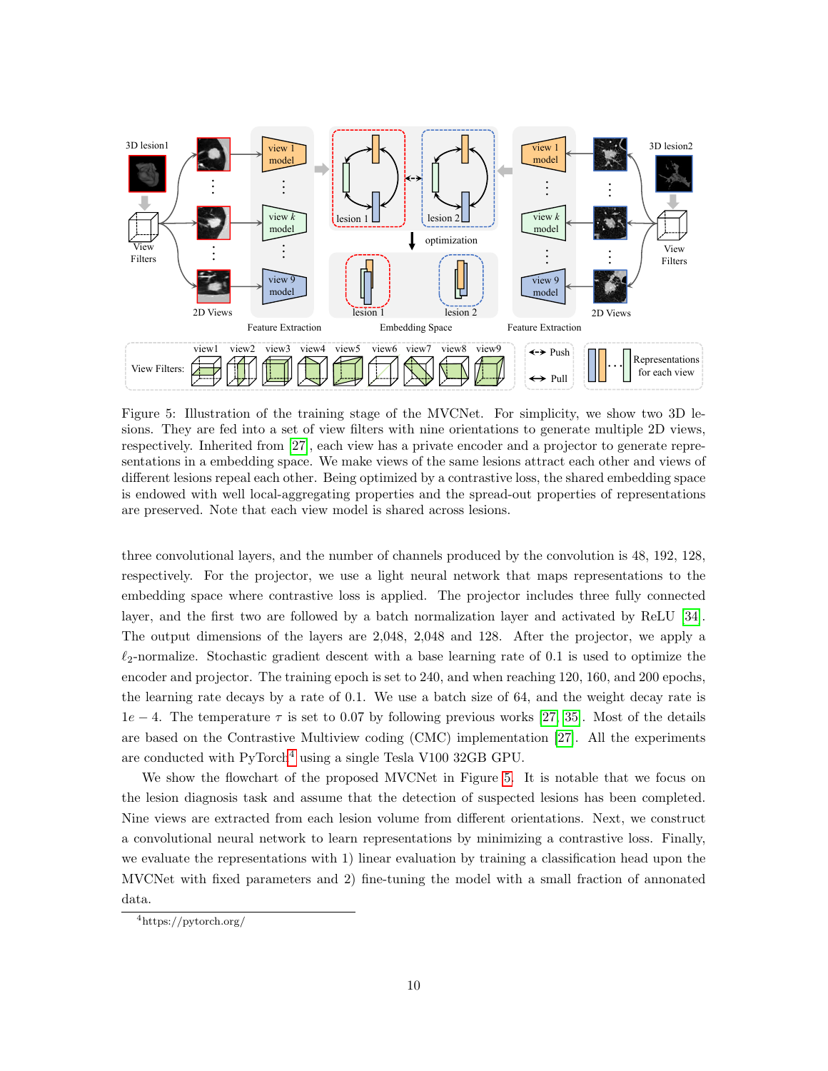Figure 5: Illustration of the training stage of the MVCNet. For simplicity, we show two 3D lesions. They are fed into a set of view filters with nine orientations to generate multiple 2D views, respectively. Inherited from [27], each view has a private encoder and a projector to generate representations in a embedding space. We make views of the same lesions attract each other and views of different lesions repeal each other. Being optimized by a contrastive loss, the shared embedding space is endowed with well local-aggregating properties and the spread-out properties of representations are preserved. Note that each view model is shared across lesions.

three convolutional layers, and the number of channels produced by the convolution is 48, 192, 128, respectively. For the projector, we use a light neural network that maps representations to the embedding space where contrastive loss is applied. The projector includes three fully connected layer, and the first two are followed by a batch normalization layer and activated by ReLU [34]. The output dimensions of the layers are 2,048, 2,048 and 128. After the projector, we apply a $\ell_2$-normalize. Stochastic gradient descent with a base learning rate of 0.1 is used to optimize the encoder and projector. The training epoch is set to 240, and when reaching 120, 160, and 200 epochs, the learning rate decays by a rate of 0.1. We use a batch size of 64, and the weight decay rate is $1e-4$. The temperature $\tau$ is set to 0.07 by following previous works [27, 35]. Most of the details are based on the Contrastive Multiview coding (CMC) implementation [27]. All the experiments are conducted with PyTorch[4] using a single Tesla V100 32GB GPU.

We show the flowchart of the proposed MVCNet in Figure 5. It is notable that we focus on the lesion diagnosis task and assume that the detection of suspected lesions has been completed. Nine views are extracted from each lesion volume from different orientations. Next, we construct a convolutional neural network to learn representations by minimizing a contrastive loss. Finally, we evaluate the representations with 1) linear evaluation by training a classification head upon the MVCNet with fixed parameters and 2) fine-tuning the model with a small fraction of annonated data.

[4] https://pytorch.org/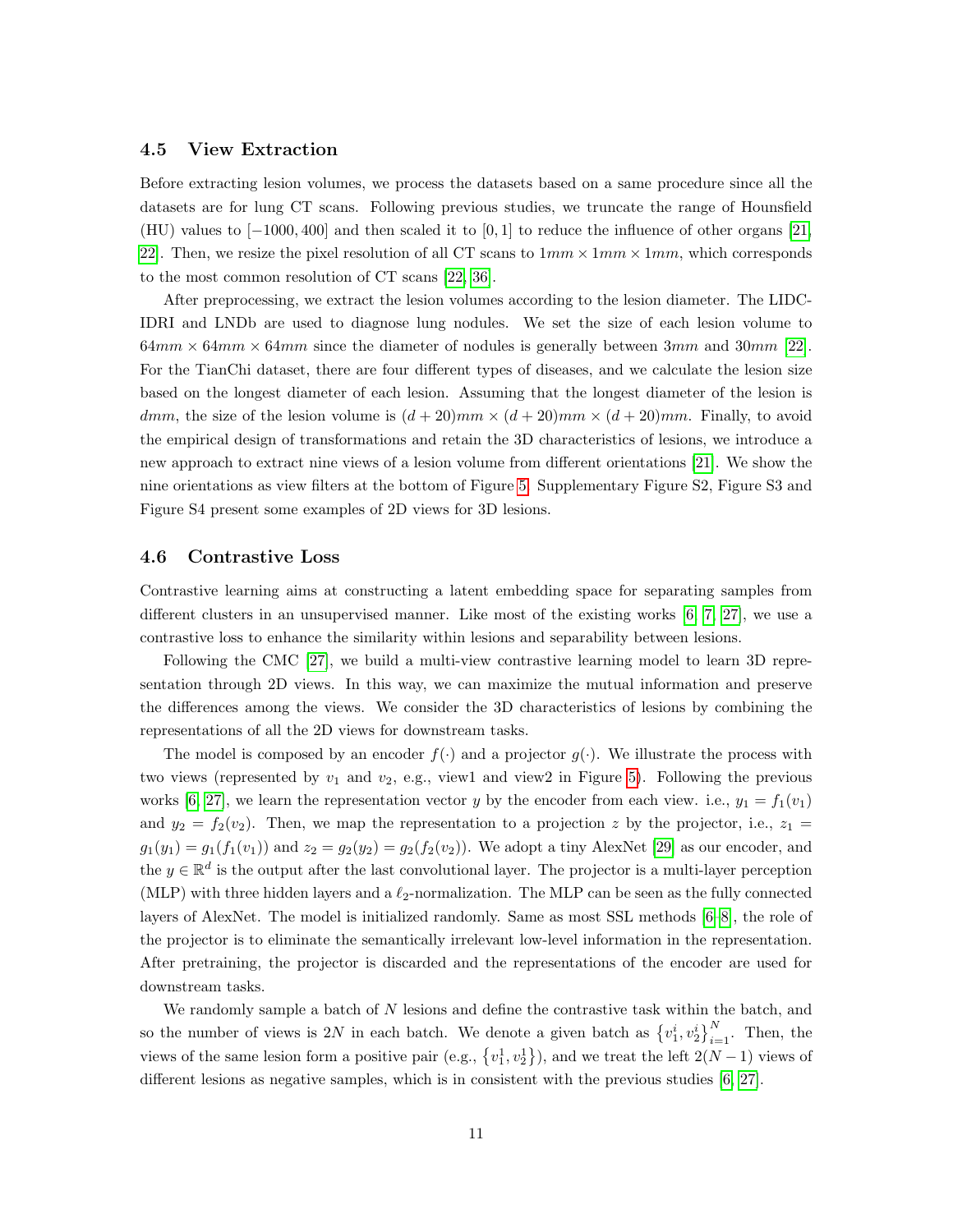### 4.5 View Extraction

Before extracting lesion volumes, we process the datasets based on a same procedure since all the datasets are for lung CT scans. Following previous studies, we truncate the range of Hounsfield (HU) values to $[-1000, 400]$ and then scaled it to $[0, 1]$ to reduce the influence of other organs [21, 22]. Then, we resize the pixel resolution of all CT scans to $1mm \times 1mm \times 1mm$, which corresponds to the most common resolution of CT scans [22, 36].

After preprocessing, we extract the lesion volumes according to the lesion diameter. The LIDC-IDRI and LNDb are used to diagnose lung nodules. We set the size of each lesion volume to $64mm \times 64mm \times 64mm$ since the diameter of nodules is generally between $3mm$ and $30mm$ [22]. For the TianChi dataset, there are four different types of diseases, and we calculate the lesion size based on the longest diameter of each lesion. Assuming that the longest diameter of the lesion is $dmm$, the size of the lesion volume is $(d + 20)mm \times (d + 20)mm \times (d + 20)mm$. Finally, to avoid the empirical design of transformations and retain the 3D characteristics of lesions, we introduce a new approach to extract nine views of a lesion volume from different orientations [21]. We show the nine orientations as view filters at the bottom of Figure 5. Supplementary Figure S2, Figure S3 and Figure S4 present some examples of 2D views for 3D lesions.

### 4.6 Contrastive Loss

Contrastive learning aims at constructing a latent embedding space for separating samples from different clusters in an unsupervised manner. Like most of the existing works [6, 7, 27], we use a contrastive loss to enhance the similarity within lesions and separability between lesions.

Following the CMC [27], we build a multi-view contrastive learning model to learn 3D representation through 2D views. In this way, we can maximize the mutual information and preserve the differences among the views. We consider the 3D characteristics of lesions by combining the representations of all the 2D views for downstream tasks.

The model is composed by an encoder $f(\cdot)$ and a projector $g(\cdot)$. We illustrate the process with two views (represented by $v_1$ and $v_2$, e.g., view1 and view2 in Figure 5). Following the previous works [6, 27], we learn the representation vector $y$ by the encoder from each view. i.e., $y_1 = f_1(v_1)$ and $y_2 = f_2(v_2)$. Then, we map the representation to a projection $z$ by the projector, i.e., $z_1 = g_1(y_1) = g_1(f_1(v_1))$ and $z_2 = g_2(y_2) = g_2(f_2(v_2))$. We adopt a tiny AlexNet [29] as our encoder, and the $y \in \mathbb{R}^d$ is the output after the last convolutional layer. The projector is a multi-layer perception (MLP) with three hidden layers and a $\ell_2$-normalization. The MLP can be seen as the fully connected layers of AlexNet. The model is initialized randomly. Same as most SSL methods [6–8], the role of the projector is to eliminate the semantically irrelevant low-level information in the representation. After pretraining, the projector is discarded and the representations of the encoder are used for downstream tasks.

We randomly sample a batch of $N$ lesions and define the contrastive task within the batch, and so the number of views is $2N$ in each batch. We denote a given batch as $\{v_1^i, v_2^i\}_{i=1}^N$. Then, the views of the same lesion form a positive pair (e.g., $\{v_1^1, v_2^1\}$), and we treat the left $2(N-1)$ views of different lesions as negative samples, which is in consistent with the previous studies [6, 27].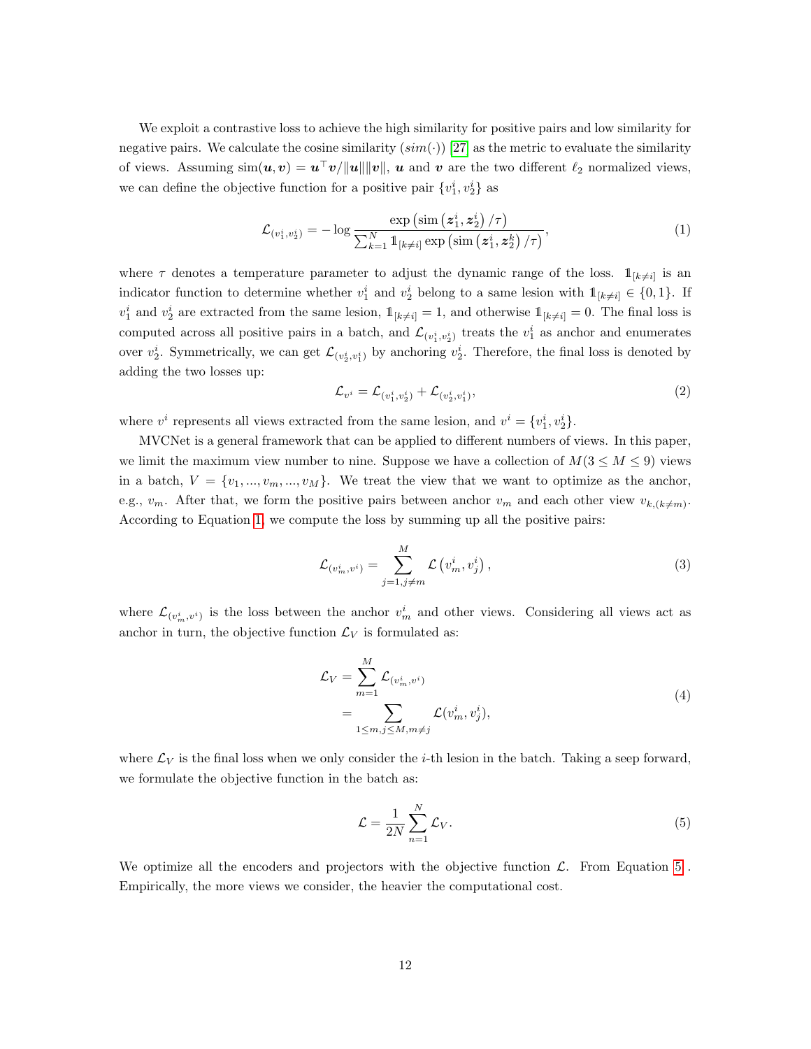We exploit a contrastive loss to achieve the high similarity for positive pairs and low similarity for negative pairs. We calculate the cosine similarity ($sim(\cdot)$) [27] as the metric to evaluate the similarity of views. Assuming $\mathrm{sim}(\boldsymbol{u}, \boldsymbol{v}) = \boldsymbol{u}^\top \boldsymbol{v} / \|\boldsymbol{u}\| \|\boldsymbol{v}\|$, $\boldsymbol{u}$ and $\boldsymbol{v}$ are the two different $\ell_2$ normalized views, we can define the objective function for a positive pair $\{v_1^i, v_2^i\}$ as

$$
\mathcal{L}_{(v_1^i, v_2^i)} = -\log \frac{\exp\left(\mathrm{sim}\left(\boldsymbol{z}_1^i, \boldsymbol{z}_2^i\right)/\tau\right)}{\sum_{k=1}^{N} \mathbb{1}_{[k \neq i]} \exp\left(\mathrm{sim}\left(\boldsymbol{z}_1^i, \boldsymbol{z}_2^k\right)/\tau\right)}, \tag{1}
$$

where $\tau$ denotes a temperature parameter to adjust the dynamic range of the loss. $\mathbb{1}_{[k \neq i]}$ is an indicator function to determine whether $v_1^i$ and $v_2^i$ belong to a same lesion with $\mathbb{1}_{[k \neq i]} \in \{0, 1\}$. If $v_1^i$ and $v_2^i$ are extracted from the same lesion, $\mathbb{1}_{[k \neq i]} = 1$, and otherwise $\mathbb{1}_{[k \neq i]} = 0$. The final loss is computed across all positive pairs in a batch, and $\mathcal{L}_{(v_1^i, v_2^i)}$ treats the $v_1^i$ as anchor and enumerates over $v_2^i$. Symmetrically, we can get $\mathcal{L}_{(v_2^i, v_1^i)}$ by anchoring $v_2^i$. Therefore, the final loss is denoted by adding the two losses up:

$$
\mathcal{L}_{v^i} = \mathcal{L}_{(v_1^i, v_2^i)} + \mathcal{L}_{(v_2^i, v_1^i)}, \tag{2}
$$

where $v^i$ represents all views extracted from the same lesion, and $v^i = \{v_1^i, v_2^i\}$.

MVCNet is a general framework that can be applied to different numbers of views. In this paper, we limit the maximum view number to nine. Suppose we have a collection of $M (3 \leq M \leq 9)$ views in a batch, $V = \{v_1, ..., v_m, ..., v_M\}$. We treat the view that we want to optimize as the anchor, e.g., $v_m$. After that, we form the positive pairs between anchor $v_m$ and each other view $v_{k,(k \neq m)}$. According to Equation 1, we compute the loss by summing up all the positive pairs:

$$
\mathcal{L}_{(v_m^i, v^i)} = \sum_{j=1, j \neq m}^{M} \mathcal{L}\left(v_m^i, v_j^i\right), \tag{3}
$$

where $\mathcal{L}_{(v_m^i, v^i)}$ is the loss between the anchor $v_m^i$ and other views. Considering all views act as anchor in turn, the objective function $\mathcal{L}_V$ is formulated as:

$$
\begin{aligned}
\mathcal{L}_V &= \sum_{m=1}^{M} \mathcal{L}_{(v_m^i, v^i)} \\
&= \sum_{1 \leq m, j \leq M, m \neq j} \mathcal{L}(v_m^i, v_j^i),
\end{aligned} \tag{4}
$$

where $\mathcal{L}_V$ is the final loss when we only consider the $i$-th lesion in the batch. Taking a seep forward, we formulate the objective function in the batch as:

$$
\mathcal{L} = \frac{1}{2N} \sum_{n=1}^{N} \mathcal{L}_V. \tag{5}
$$

We optimize all the encoders and projectors with the objective function $\mathcal{L}$. From Equation 5 . Empirically, the more views we consider, the heavier the computational cost.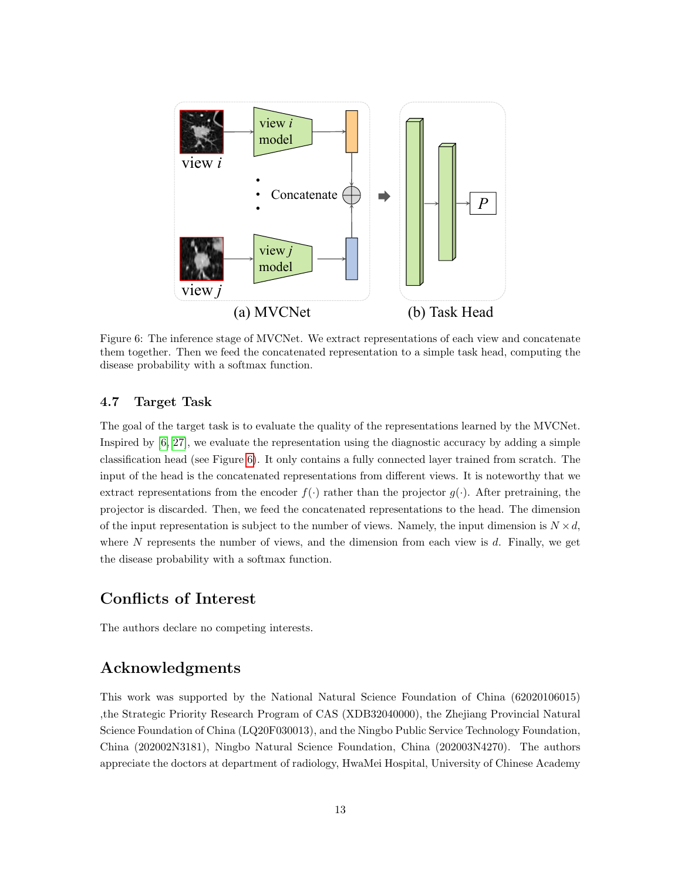Figure 6: The inference stage of MVCNet. We extract representations of each view and concatenate them together. Then we feed the concatenated representation to a simple task head, computing the disease probability with a softmax function.

### 4.7 Target Task

The goal of the target task is to evaluate the quality of the representations learned by the MVCNet. Inspired by [6, 27], we evaluate the representation using the diagnostic accuracy by adding a simple classification head (see Figure 6). It only contains a fully connected layer trained from scratch. The input of the head is the concatenated representations from different views. It is noteworthy that we extract representations from the encoder $f(\cdot)$ rather than the projector $g(\cdot)$. After pretraining, the projector is discarded. Then, we feed the concatenated representations to the head. The dimension of the input representation is subject to the number of views. Namely, the input dimension is $N \times d$, where $N$ represents the number of views, and the dimension from each view is $d$. Finally, we get the disease probability with a softmax function.

## Conflicts of Interest

The authors declare no competing interests.

## Acknowledgments

This work was supported by the National Natural Science Foundation of China (62020106015) ,the Strategic Priority Research Program of CAS (XDB32040000), the Zhejiang Provincial Natural Science Foundation of China (LQ20F030013), and the Ningbo Public Service Technology Foundation, China (202002N3181), Ningbo Natural Science Foundation, China (202003N4270). The authors appreciate the doctors at department of radiology, HwaMei Hospital, University of Chinese Academy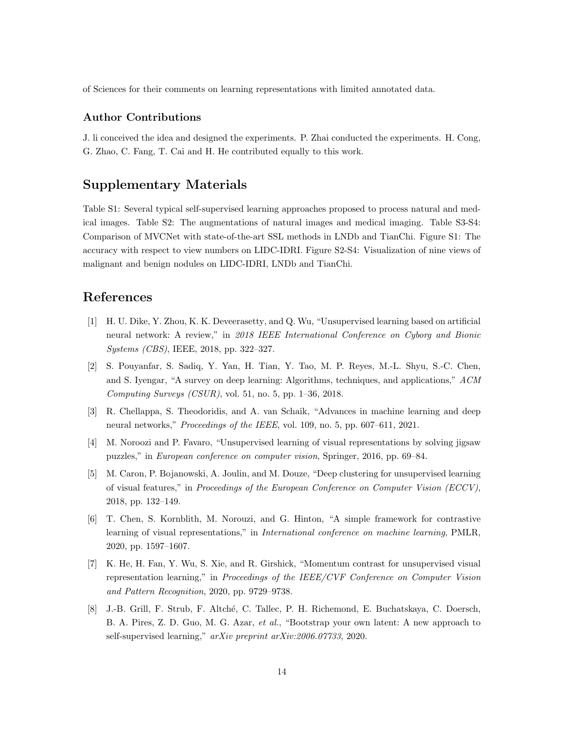of Sciences for their comments on learning representations with limited annotated data.

### Author Contributions

J. li conceived the idea and designed the experiments. P. Zhai conducted the experiments. H. Cong, G. Zhao, C. Fang, T. Cai and H. He contributed equally to this work.

## Supplementary Materials

Table S1: Several typical self-supervised learning approaches proposed to process natural and medical images. Table S2: The augmentations of natural images and medical imaging. Table S3-S4: Comparison of MVCNet with state-of-the-art SSL methods in LNDb and TianChi. Figure S1: The accuracy with respect to view numbers on LIDC-IDRI. Figure S2-S4: Visualization of nine views of malignant and benign nodules on LIDC-IDRI, LNDb and TianChi.

## References

[1] H. U. Dike, Y. Zhou, K. K. Deveerasetty, and Q. Wu, "Unsupervised learning based on artificial neural network: A review," in *2018 IEEE International Conference on Cyborg and Bionic Systems (CBS)*, IEEE, 2018, pp. 322–327.

[2] S. Pouyanfar, S. Sadiq, Y. Yan, H. Tian, Y. Tao, M. P. Reyes, M.-L. Shyu, S.-C. Chen, and S. Iyengar, "A survey on deep learning: Algorithms, techniques, and applications," *ACM Computing Surveys (CSUR)*, vol. 51, no. 5, pp. 1–36, 2018.

[3] R. Chellappa, S. Theodoridis, and A. van Schaik, "Advances in machine learning and deep neural networks," *Proceedings of the IEEE*, vol. 109, no. 5, pp. 607–611, 2021.

[4] M. Noroozi and P. Favaro, "Unsupervised learning of visual representations by solving jigsaw puzzles," in *European conference on computer vision*, Springer, 2016, pp. 69–84.

[5] M. Caron, P. Bojanowski, A. Joulin, and M. Douze, "Deep clustering for unsupervised learning of visual features," in *Proceedings of the European Conference on Computer Vision (ECCV)*, 2018, pp. 132–149.

[6] T. Chen, S. Kornblith, M. Norouzi, and G. Hinton, "A simple framework for contrastive learning of visual representations," in *International conference on machine learning*, PMLR, 2020, pp. 1597–1607.

[7] K. He, H. Fan, Y. Wu, S. Xie, and R. Girshick, "Momentum contrast for unsupervised visual representation learning," in *Proceedings of the IEEE/CVF Conference on Computer Vision and Pattern Recognition*, 2020, pp. 9729–9738.

[8] J.-B. Grill, F. Strub, F. Altché, C. Tallec, P. H. Richemond, E. Buchatskaya, C. Doersch, B. A. Pires, Z. D. Guo, M. G. Azar, *et al.*, "Bootstrap your own latent: A new approach to self-supervised learning," *arXiv preprint arXiv:2006.07733*, 2020.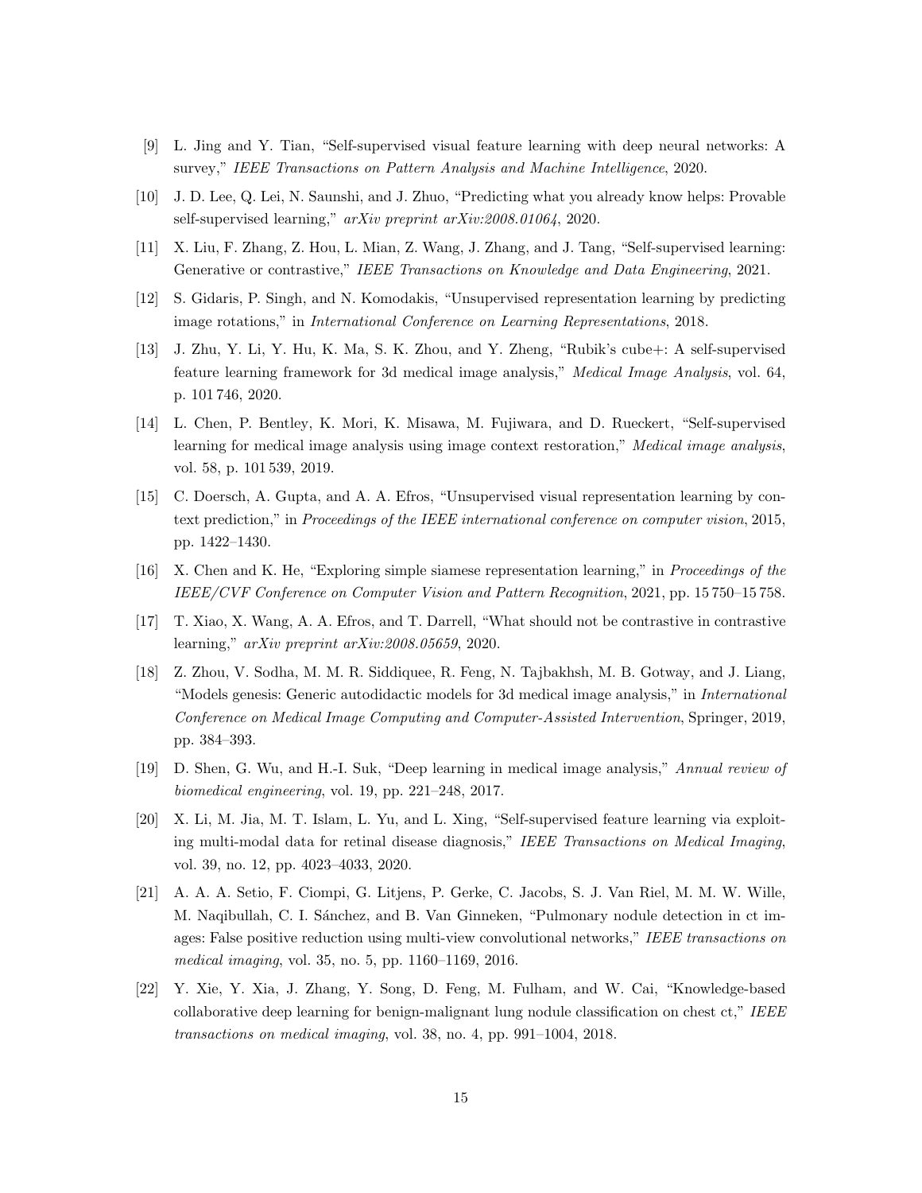[9] L. Jing and Y. Tian, "Self-supervised visual feature learning with deep neural networks: A survey," *IEEE Transactions on Pattern Analysis and Machine Intelligence*, 2020.

[10] J. D. Lee, Q. Lei, N. Saunshi, and J. Zhuo, "Predicting what you already know helps: Provable self-supervised learning," *arXiv preprint arXiv:2008.01064*, 2020.

[11] X. Liu, F. Zhang, Z. Hou, L. Mian, Z. Wang, J. Zhang, and J. Tang, "Self-supervised learning: Generative or contrastive," *IEEE Transactions on Knowledge and Data Engineering*, 2021.

[12] S. Gidaris, P. Singh, and N. Komodakis, "Unsupervised representation learning by predicting image rotations," in *International Conference on Learning Representations*, 2018.

[13] J. Zhu, Y. Li, Y. Hu, K. Ma, S. K. Zhou, and Y. Zheng, "Rubik's cube+: A self-supervised feature learning framework for 3d medical image analysis," *Medical Image Analysis*, vol. 64, p. 101 746, 2020.

[14] L. Chen, P. Bentley, K. Mori, K. Misawa, M. Fujiwara, and D. Rueckert, "Self-supervised learning for medical image analysis using image context restoration," *Medical image analysis*, vol. 58, p. 101 539, 2019.

[15] C. Doersch, A. Gupta, and A. A. Efros, "Unsupervised visual representation learning by context prediction," in *Proceedings of the IEEE international conference on computer vision*, 2015, pp. 1422–1430.

[16] X. Chen and K. He, "Exploring simple siamese representation learning," in *Proceedings of the IEEE/CVF Conference on Computer Vision and Pattern Recognition*, 2021, pp. 15 750–15 758.

[17] T. Xiao, X. Wang, A. A. Efros, and T. Darrell, "What should not be contrastive in contrastive learning," *arXiv preprint arXiv:2008.05659*, 2020.

[18] Z. Zhou, V. Sodha, M. M. R. Siddiquee, R. Feng, N. Tajbakhsh, M. B. Gotway, and J. Liang, "Models genesis: Generic autodidactic models for 3d medical image analysis," in *International Conference on Medical Image Computing and Computer-Assisted Intervention*, Springer, 2019, pp. 384–393.

[19] D. Shen, G. Wu, and H.-I. Suk, "Deep learning in medical image analysis," *Annual review of biomedical engineering*, vol. 19, pp. 221–248, 2017.

[20] X. Li, M. Jia, M. T. Islam, L. Yu, and L. Xing, "Self-supervised feature learning via exploiting multi-modal data for retinal disease diagnosis," *IEEE Transactions on Medical Imaging*, vol. 39, no. 12, pp. 4023–4033, 2020.

[21] A. A. A. Setio, F. Ciompi, G. Litjens, P. Gerke, C. Jacobs, S. J. Van Riel, M. M. W. Wille, M. Naqibullah, C. I. Sánchez, and B. Van Ginneken, "Pulmonary nodule detection in ct images: False positive reduction using multi-view convolutional networks," *IEEE transactions on medical imaging*, vol. 35, no. 5, pp. 1160–1169, 2016.

[22] Y. Xie, Y. Xia, J. Zhang, Y. Song, D. Feng, M. Fulham, and W. Cai, "Knowledge-based collaborative deep learning for benign-malignant lung nodule classification on chest ct," *IEEE transactions on medical imaging*, vol. 38, no. 4, pp. 991–1004, 2018.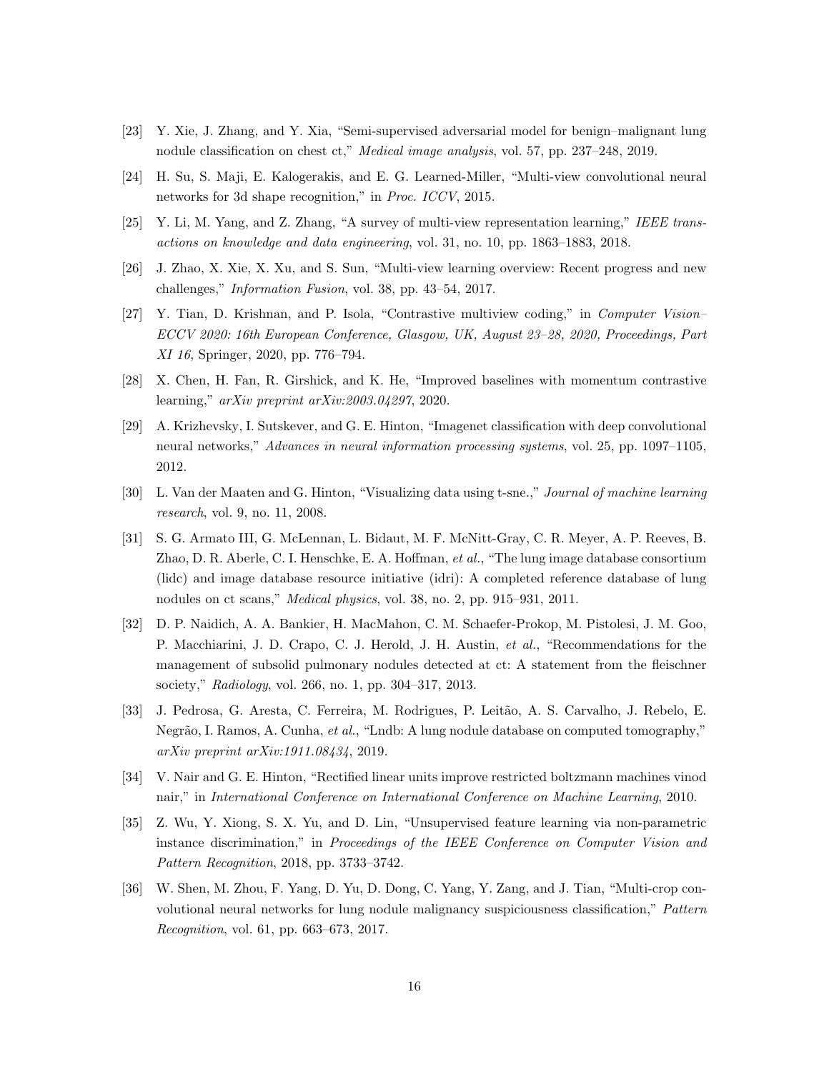[23] Y. Xie, J. Zhang, and Y. Xia, "Semi-supervised adversarial model for benign–malignant lung nodule classification on chest ct," *Medical image analysis*, vol. 57, pp. 237–248, 2019.

[24] H. Su, S. Maji, E. Kalogerakis, and E. G. Learned-Miller, "Multi-view convolutional neural networks for 3d shape recognition," in *Proc. ICCV*, 2015.

[25] Y. Li, M. Yang, and Z. Zhang, "A survey of multi-view representation learning," *IEEE transactions on knowledge and data engineering*, vol. 31, no. 10, pp. 1863–1883, 2018.

[26] J. Zhao, X. Xie, X. Xu, and S. Sun, "Multi-view learning overview: Recent progress and new challenges," *Information Fusion*, vol. 38, pp. 43–54, 2017.

[27] Y. Tian, D. Krishnan, and P. Isola, "Contrastive multiview coding," in *Computer Vision–ECCV 2020: 16th European Conference, Glasgow, UK, August 23–28, 2020, Proceedings, Part XI 16*, Springer, 2020, pp. 776–794.

[28] X. Chen, H. Fan, R. Girshick, and K. He, "Improved baselines with momentum contrastive learning," *arXiv preprint arXiv:2003.04297*, 2020.

[29] A. Krizhevsky, I. Sutskever, and G. E. Hinton, "Imagenet classification with deep convolutional neural networks," *Advances in neural information processing systems*, vol. 25, pp. 1097–1105, 2012.

[30] L. Van der Maaten and G. Hinton, "Visualizing data using t-sne.," *Journal of machine learning research*, vol. 9, no. 11, 2008.

[31] S. G. Armato III, G. McLennan, L. Bidaut, M. F. McNitt-Gray, C. R. Meyer, A. P. Reeves, B. Zhao, D. R. Aberle, C. I. Henschke, E. A. Hoffman, *et al.*, "The lung image database consortium (lidc) and image database resource initiative (idri): A completed reference database of lung nodules on ct scans," *Medical physics*, vol. 38, no. 2, pp. 915–931, 2011.

[32] D. P. Naidich, A. A. Bankier, H. MacMahon, C. M. Schaefer-Prokop, M. Pistolesi, J. M. Goo, P. Macchiarini, J. D. Crapo, C. J. Herold, J. H. Austin, *et al.*, "Recommendations for the management of subsolid pulmonary nodules detected at ct: A statement from the fleischner society," *Radiology*, vol. 266, no. 1, pp. 304–317, 2013.

[33] J. Pedrosa, G. Aresta, C. Ferreira, M. Rodrigues, P. Leitão, A. S. Carvalho, J. Rebelo, E. Negrão, I. Ramos, A. Cunha, *et al.*, "Lndb: A lung nodule database on computed tomography," *arXiv preprint arXiv:1911.08434*, 2019.

[34] V. Nair and G. E. Hinton, "Rectified linear units improve restricted boltzmann machines vinod nair," in *International Conference on International Conference on Machine Learning*, 2010.

[35] Z. Wu, Y. Xiong, S. X. Yu, and D. Lin, "Unsupervised feature learning via non-parametric instance discrimination," in *Proceedings of the IEEE Conference on Computer Vision and Pattern Recognition*, 2018, pp. 3733–3742.

[36] W. Shen, M. Zhou, F. Yang, D. Yu, D. Dong, C. Yang, Y. Zang, and J. Tian, "Multi-crop convolutional neural networks for lung nodule malignancy suspiciousness classification," *Pattern Recognition*, vol. 61, pp. 663–673, 2017.